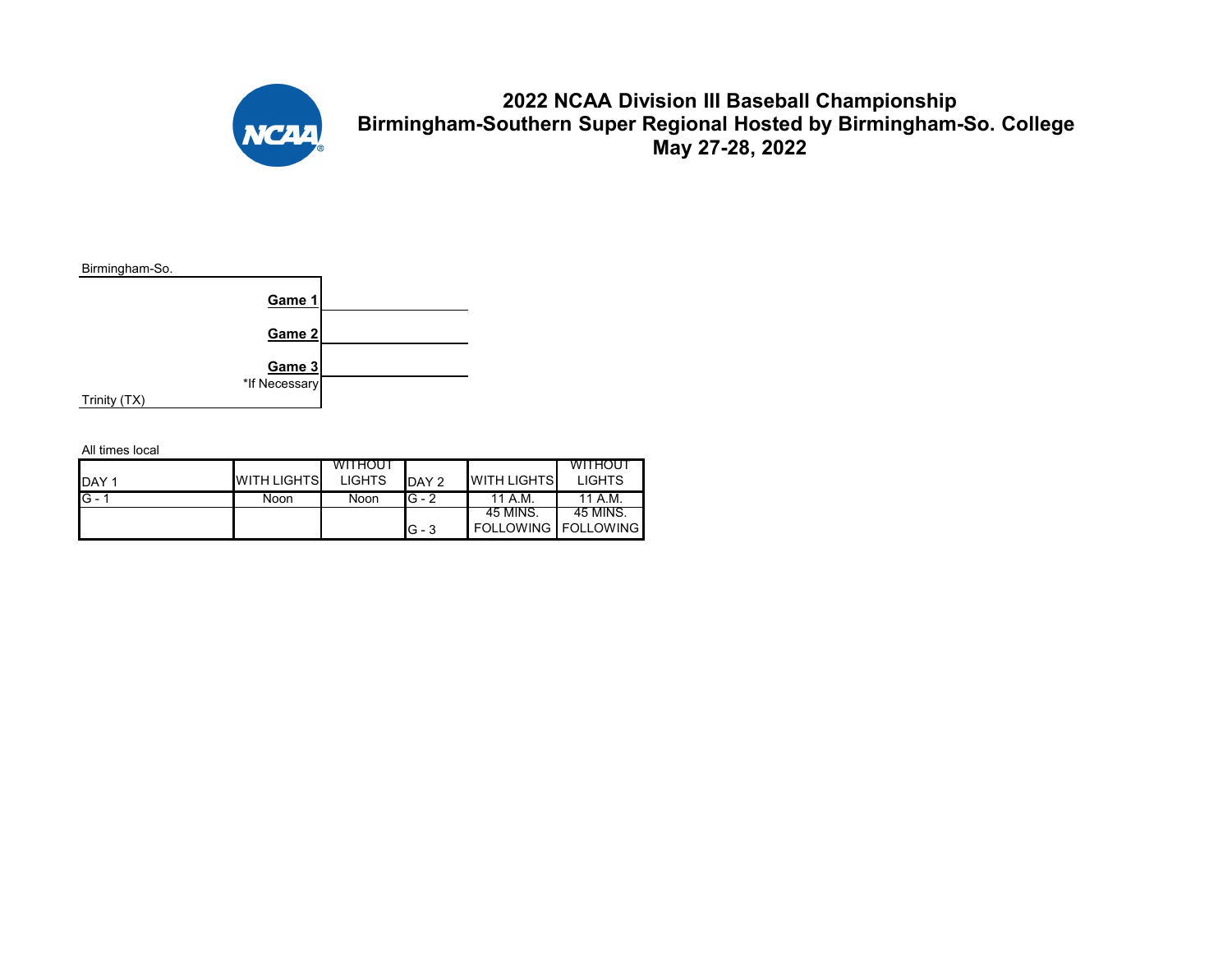# 2022 NCAA Division III Baseball Championship
## Birmingham-Southern Super Regional Hosted by Birmingham-So. College
## May 27-28, 2022

Birmingham-So.

**Game 1**

**Game 2**

**Game 3**
*If Necessary

Trinity (TX)

All times local

| DAY 1 | WITH LIGHTS | WITHOUT LIGHTS | DAY 2 | WITH LIGHTS | WITHOUT LIGHTS |
|---|---|---|---|---|---|
| G - 1 | Noon | Noon | G - 2 | 11 A.M. | 11 A.M. |
| | | | G - 3 | 45 MINS. FOLLOWING | 45 MINS. FOLLOWING |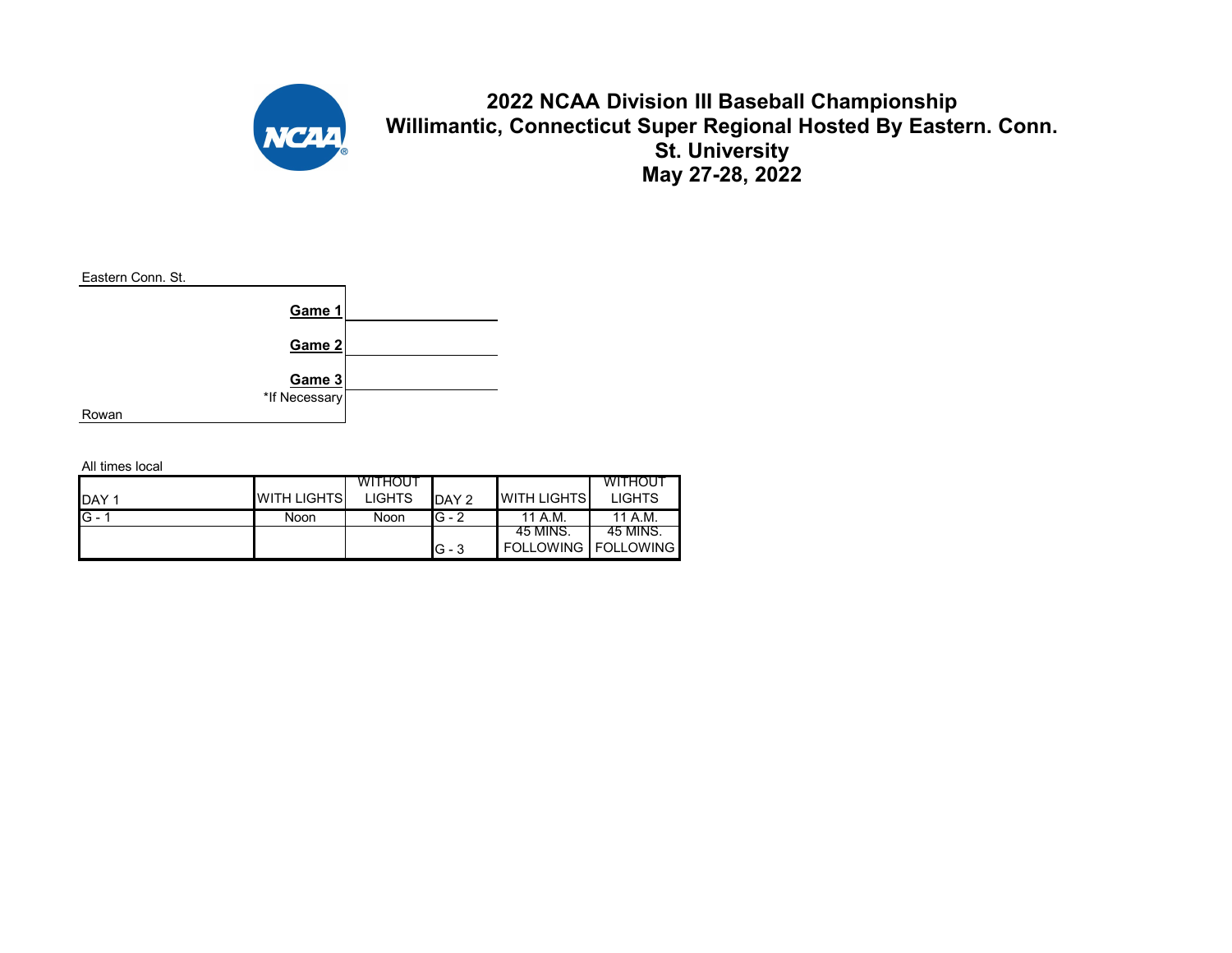# 2022 NCAA Division III Baseball Championship
# Willimantic, Connecticut Super Regional Hosted By Eastern. Conn. St. University
# May 27-28, 2022

Eastern Conn. St.

**Game 1**

**Game 2**

**Game 3**
*If Necessary

Rowan

All times local

| DAY 1 | WITH LIGHTS | WITHOUT LIGHTS | DAY 2 | WITH LIGHTS | WITHOUT LIGHTS |
|---|---|---|---|---|---|
| G - 1 | Noon | Noon | G - 2 | 11 A.M. | 11 A.M. |
| | | | G - 3 | 45 MINS. FOLLOWING | 45 MINS. FOLLOWING |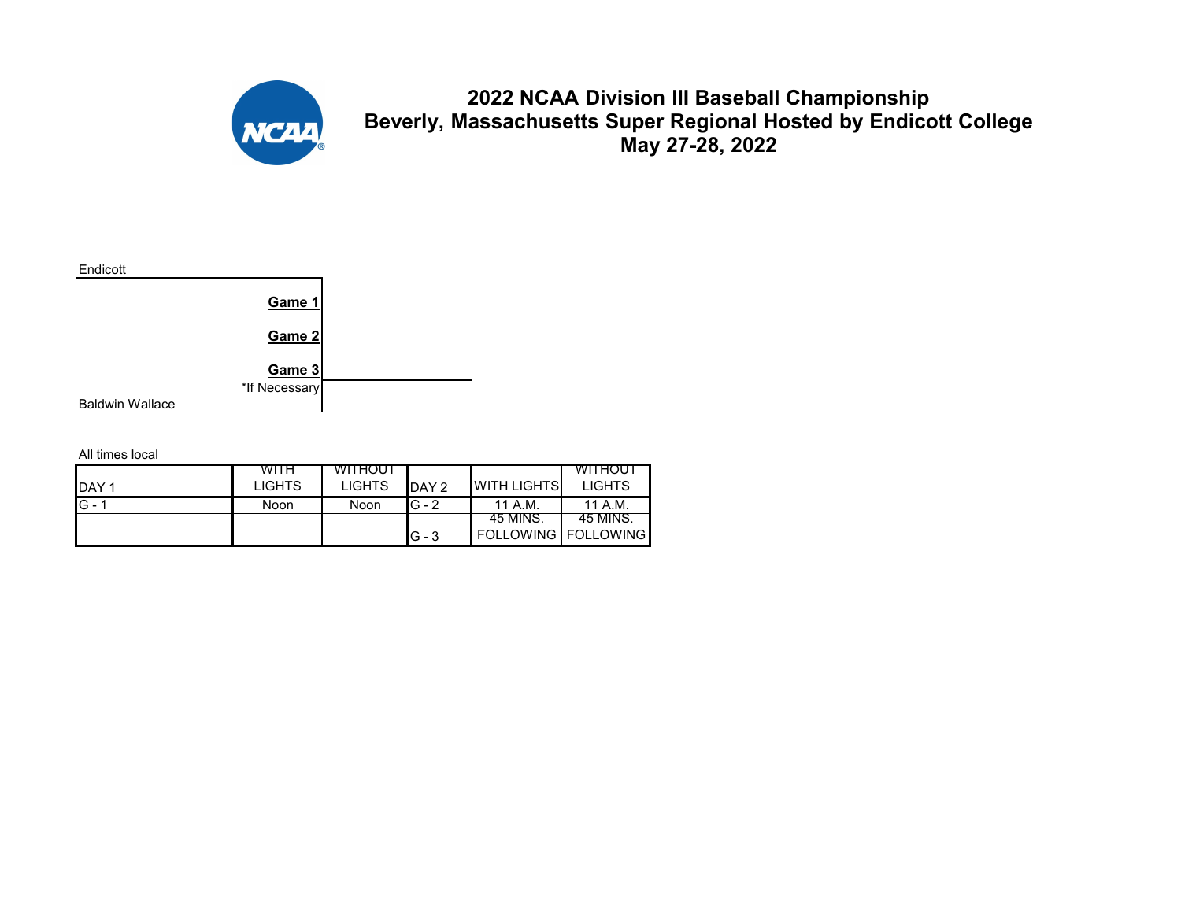# 2022 NCAA Division III Baseball Championship
## Beverly, Massachusetts Super Regional Hosted by Endicott College
## May 27-28, 2022

Endicott

**Game 1**

**Game 2**

**Game 3**

*If Necessary

Baldwin Wallace

All times local

| DAY 1 | WITH LIGHTS | WITHOUT LIGHTS | DAY 2 | WITH LIGHTS | WITHOUT LIGHTS |
|---|---|---|---|---|---|
| G - 1 | Noon | Noon | G - 2 | 11 A.M. | 11 A.M. |
| | | | G - 3 | 45 MINS. FOLLOWING | 45 MINS. FOLLOWING |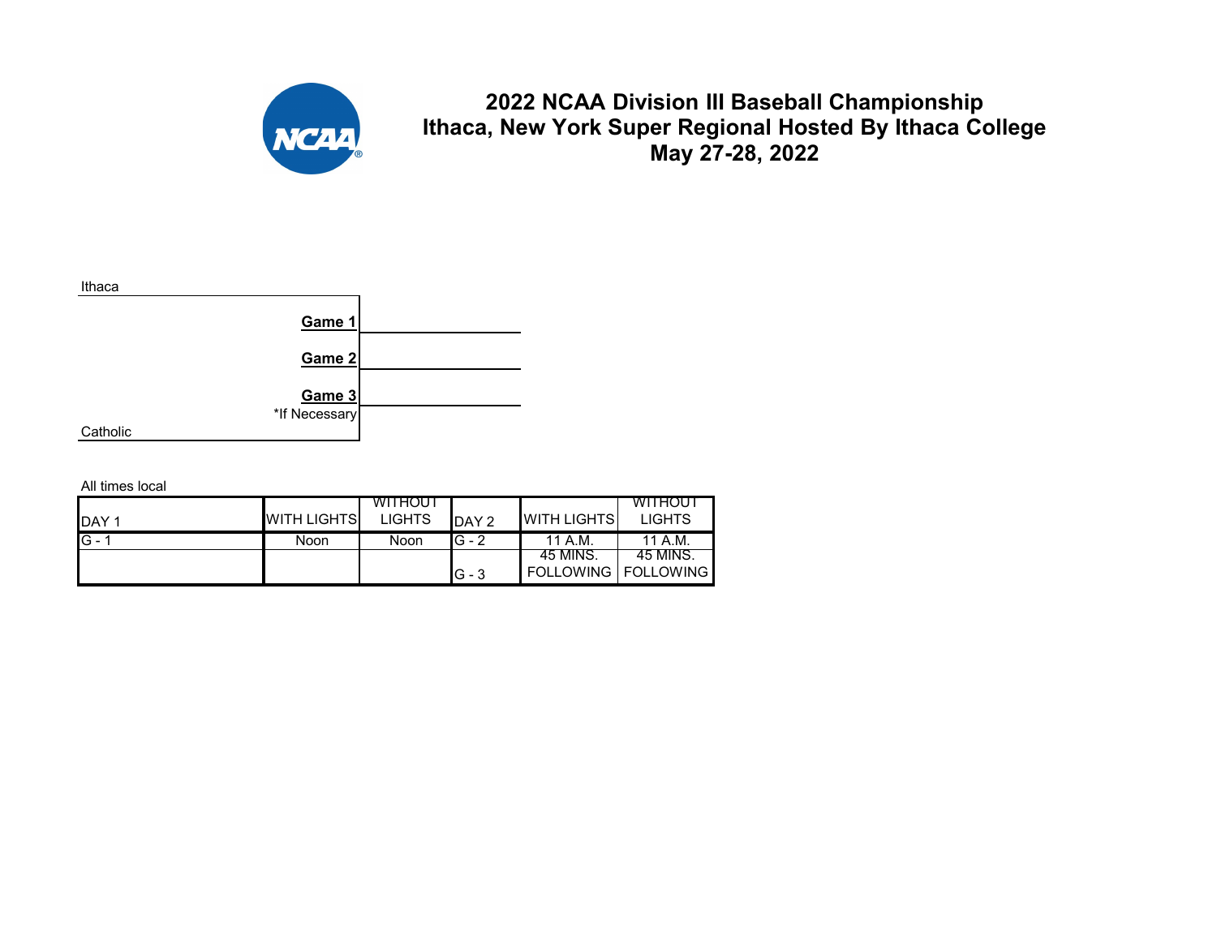# 2022 NCAA Division III Baseball Championship
# Ithaca, New York Super Regional Hosted By Ithaca College
# May 27-28, 2022

Ithaca

**Game 1**

**Game 2**

**Game 3**
*If Necessary

Catholic

All times local

| DAY 1 | WITH LIGHTS | WITHOUT LIGHTS | DAY 2 | WITH LIGHTS | WITHOUT LIGHTS |
|---|---|---|---|---|---|
| G - 1 | Noon | Noon | G - 2 | 11 A.M. | 11 A.M. |
| | | | G - 3 | 45 MINS. FOLLOWING | 45 MINS. FOLLOWING |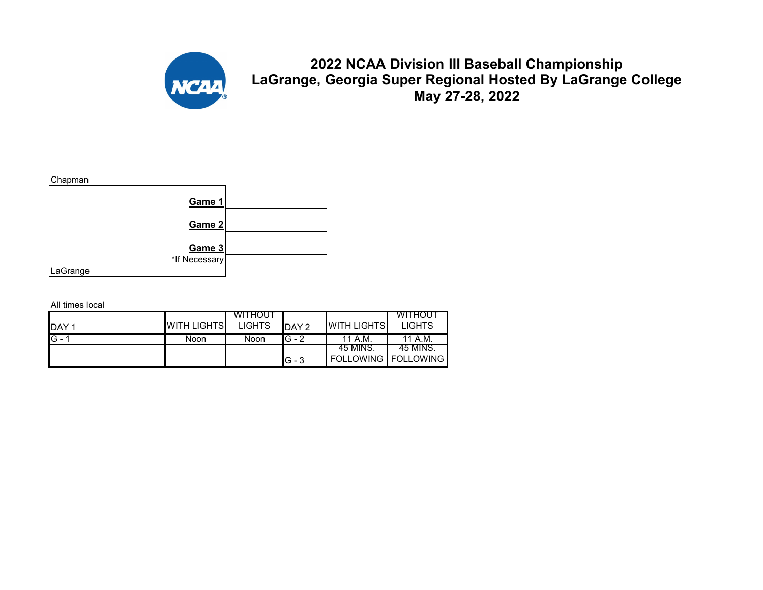# 2022 NCAA Division III Baseball Championship
## LaGrange, Georgia Super Regional Hosted By LaGrange College
## May 27-28, 2022

Chapman

**Game 1**

**Game 2**

**Game 3**
*If Necessary

LaGrange

All times local

| DAY 1 | WITH LIGHTS | WITHOUT LIGHTS | DAY 2 | WITH LIGHTS | WITHOUT LIGHTS |
|---|---|---|---|---|---|
| G - 1 | Noon | Noon | G - 2 | 11 A.M. | 11 A.M. |
| | | | G - 3 | 45 MINS. FOLLOWING | 45 MINS. FOLLOWING |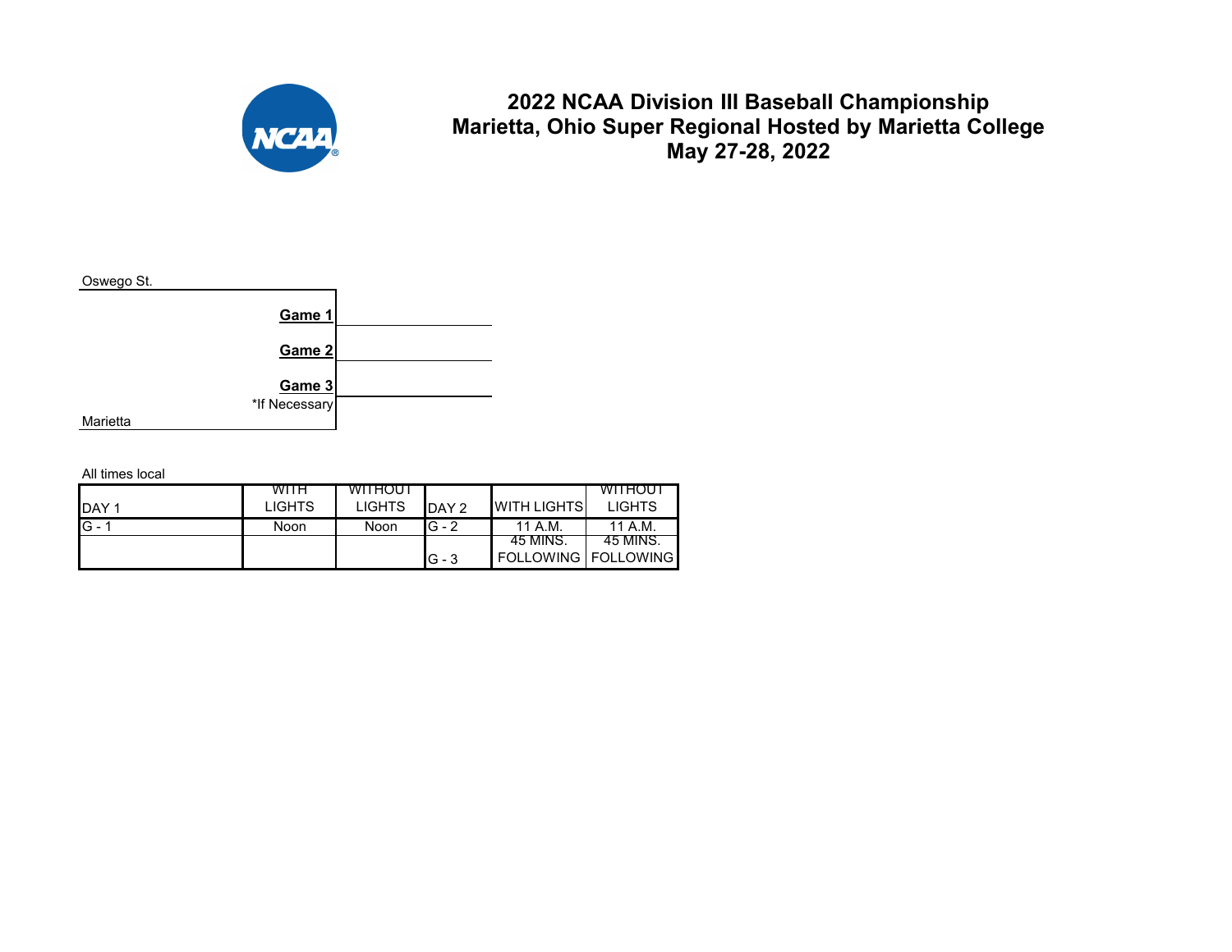# 2022 NCAA Division III Baseball Championship
## Marietta, Ohio Super Regional Hosted by Marietta College
## May 27-28, 2022

Oswego St.

**Game 1**

**Game 2**

**Game 3**
*If Necessary

Marietta

All times local

| DAY 1 | WITH LIGHTS | WITHOUT LIGHTS | DAY 2 | WITH LIGHTS | WITHOUT LIGHTS |
|---|---|---|---|---|---|
| G - 1 | Noon | Noon | G - 2 | 11 A.M. | 11 A.M. |
| | | | G - 3 | 45 MINS. FOLLOWING | 45 MINS. FOLLOWING |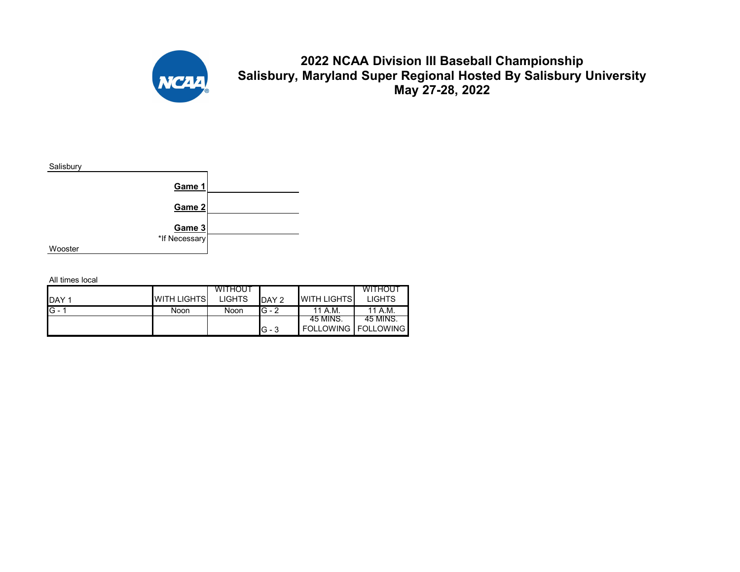# 2022 NCAA Division III Baseball Championship
# Salisbury, Maryland Super Regional Hosted By Salisbury University
# May 27-28, 2022

Salisbury

**Game 1**

**Game 2**

**Game 3**
*If Necessary

Wooster

All times local

| DAY 1 | WITH LIGHTS | WITHOUT LIGHTS | DAY 2 | WITH LIGHTS | WITHOUT LIGHTS |
|---|---|---|---|---|---|
| G - 1 | Noon | Noon | G - 2 | 11 A.M. | 11 A.M. |
| | | | G - 3 | 45 MINS. FOLLOWING | 45 MINS. FOLLOWING |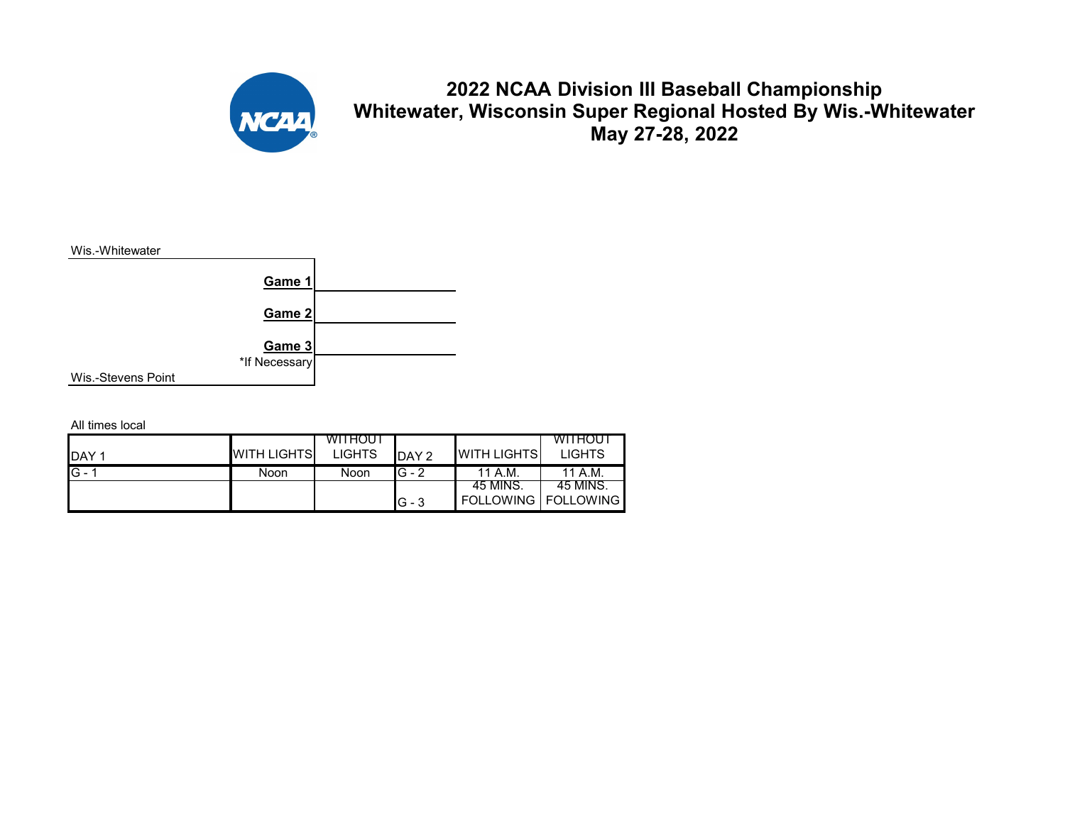# 2022 NCAA Division III Baseball Championship
# Whitewater, Wisconsin Super Regional Hosted By Wis.-Whitewater
# May 27-28, 2022

Wis.-Whitewater

**Game 1**

**Game 2**

**Game 3**

*If Necessary

Wis.-Stevens Point

All times local

| DAY 1 | WITH LIGHTS | WITHOUT LIGHTS | DAY 2 | WITH LIGHTS | WITHOUT LIGHTS |
|---|---|---|---|---|---|
| G - 1 | Noon | Noon | G - 2 | 11 A.M. | 11 A.M. |
| | | | G - 3 | 45 MINS. FOLLOWING | 45 MINS. FOLLOWING |